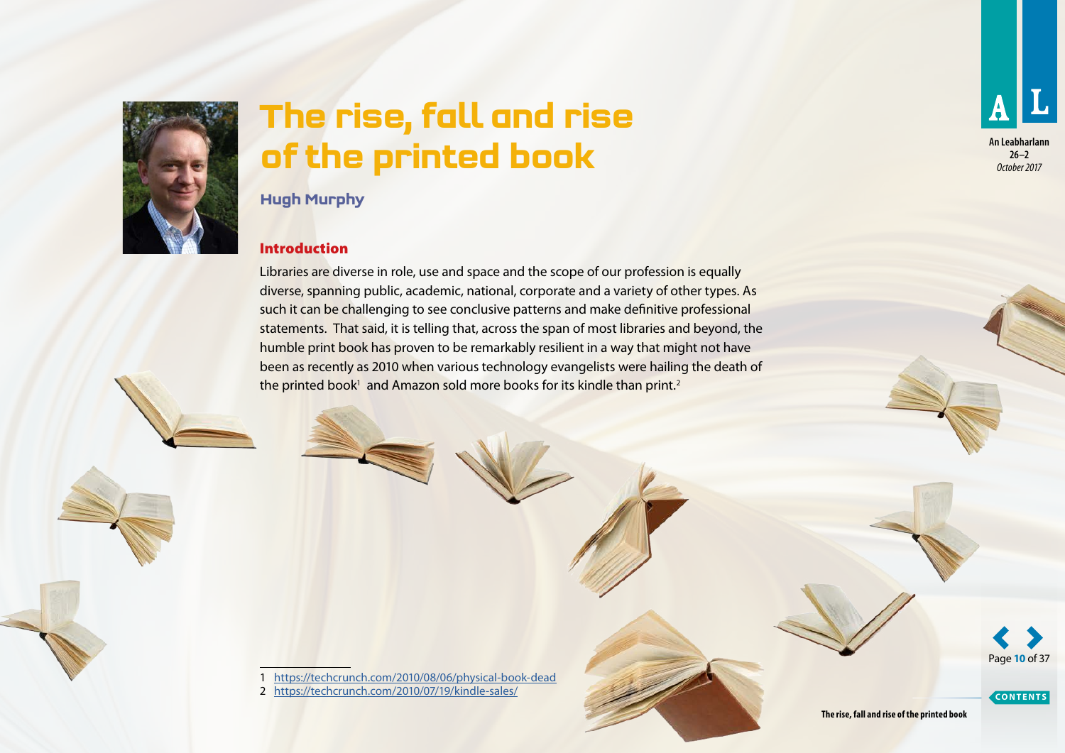# The rise, fall and rise of the printed book

**Hugh Murphy**

## Introduction

Libraries are diverse in role, use and space and the scope of our profession is equally diverse, spanning public, academic, national, corporate and a variety of other types. As such it can be challenging to see conclusive patterns and make definitive professional statements. That said, it is telling that, across the span of most libraries and beyond, the humble print book has proven to be remarkably resilient in a way that might not have been as recently as 2010 when various technology evangelists were hailing the death of the printed book[1] and Amazon sold more books for its kindle than print.[2]

---

1 https://techcrunch.com/2010/08/06/physical-book-dead
2 https://techcrunch.com/2010/07/19/kindle-sales/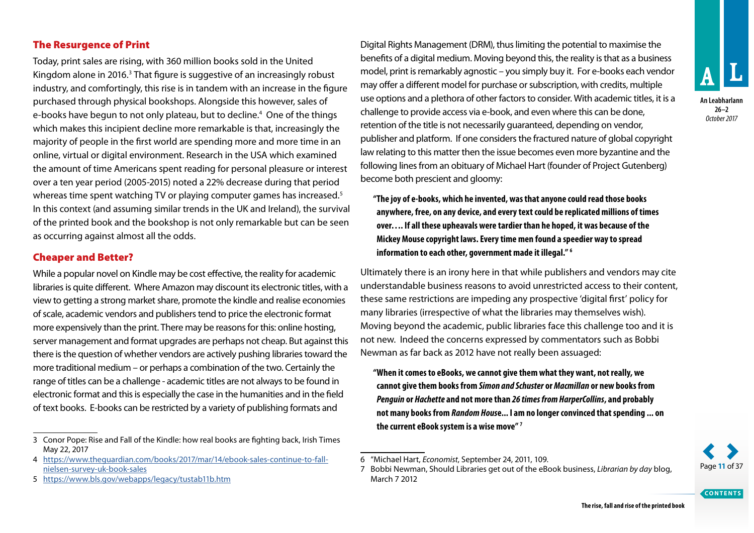## The Resurgence of Print

Today, print sales are rising, with 360 million books sold in the United Kingdom alone in 2016.[3] That figure is suggestive of an increasingly robust industry, and comfortingly, this rise is in tandem with an increase in the figure purchased through physical bookshops. Alongside this however, sales of e-books have begun to not only plateau, but to decline.[4] One of the things which makes this incipient decline more remarkable is that, increasingly the majority of people in the first world are spending more and more time in an online, virtual or digital environment. Research in the USA which examined the amount of time Americans spent reading for personal pleasure or interest over a ten year period (2005-2015) noted a 22% decrease during that period whereas time spent watching TV or playing computer games has increased.[5] In this context (and assuming similar trends in the UK and Ireland), the survival of the printed book and the bookshop is not only remarkable but can be seen as occurring against almost all the odds.

## Cheaper and Better?

While a popular novel on Kindle may be cost effective, the reality for academic libraries is quite different. Where Amazon may discount its electronic titles, with a view to getting a strong market share, promote the kindle and realise economies of scale, academic vendors and publishers tend to price the electronic format more expensively than the print. There may be reasons for this: online hosting, server management and format upgrades are perhaps not cheap. But against this there is the question of whether vendors are actively pushing libraries toward the more traditional medium – or perhaps a combination of the two. Certainly the range of titles can be a challenge - academic titles are not always to be found in electronic format and this is especially the case in the humanities and in the field of text books. E-books can be restricted by a variety of publishing formats and Digital Rights Management (DRM), thus limiting the potential to maximise the benefits of a digital medium. Moving beyond this, the reality is that as a business model, print is remarkably agnostic – you simply buy it. For e-books each vendor may offer a different model for purchase or subscription, with credits, multiple use options and a plethora of other factors to consider. With academic titles, it is a challenge to provide access via e-book, and even where this can be done, retention of the title is not necessarily guaranteed, depending on vendor, publisher and platform. If one considers the fractured nature of global copyright law relating to this matter then the issue becomes even more byzantine and the following lines from an obituary of Michael Hart (founder of Project Gutenberg) become both prescient and gloomy:

> **"The joy of e-books, which he invented, was that anyone could read those books anywhere, free, on any device, and every text could be replicated millions of times over. … If all these upheavals were tardier than he hoped, it was because of the Mickey Mouse copyright laws. Every time men found a speedier way to spread information to each other, government made it illegal."** [6]

Ultimately there is an irony here in that while publishers and vendors may cite understandable business reasons to avoid unrestricted access to their content, these same restrictions are impeding any prospective 'digital first' policy for many libraries (irrespective of what the libraries may themselves wish). Moving beyond the academic, public libraries face this challenge too and it is not new. Indeed the concerns expressed by commentators such as Bobbi Newman as far back as 2012 have not really been assuaged:

> **"When it comes to eBooks, we cannot give them what they want, not really, we cannot give them books from *Simon and Schuster* or *Macmillan* or new books from *Penguin* or *Hachette* and not more than *26 times from HarperCollins*, and probably not many books from *Random House*... I am no longer convinced that spending ... on the current eBook system is a wise move"** [7]

---

3 Conor Pope: Rise and Fall of the Kindle: how real books are fighting back, Irish Times May 22, 2017

4 https://www.theguardian.com/books/2017/mar/14/ebook-sales-continue-to-fall-nielsen-survey-uk-book-sales

5 https://www.bls.gov/webapps/legacy/tustab11b.htm

6 "Michael Hart, *Economist*, September 24, 2011, 109.

7 Bobbi Newman, Should Libraries get out of the eBook business, *Librarian by day* blog, March 7 2012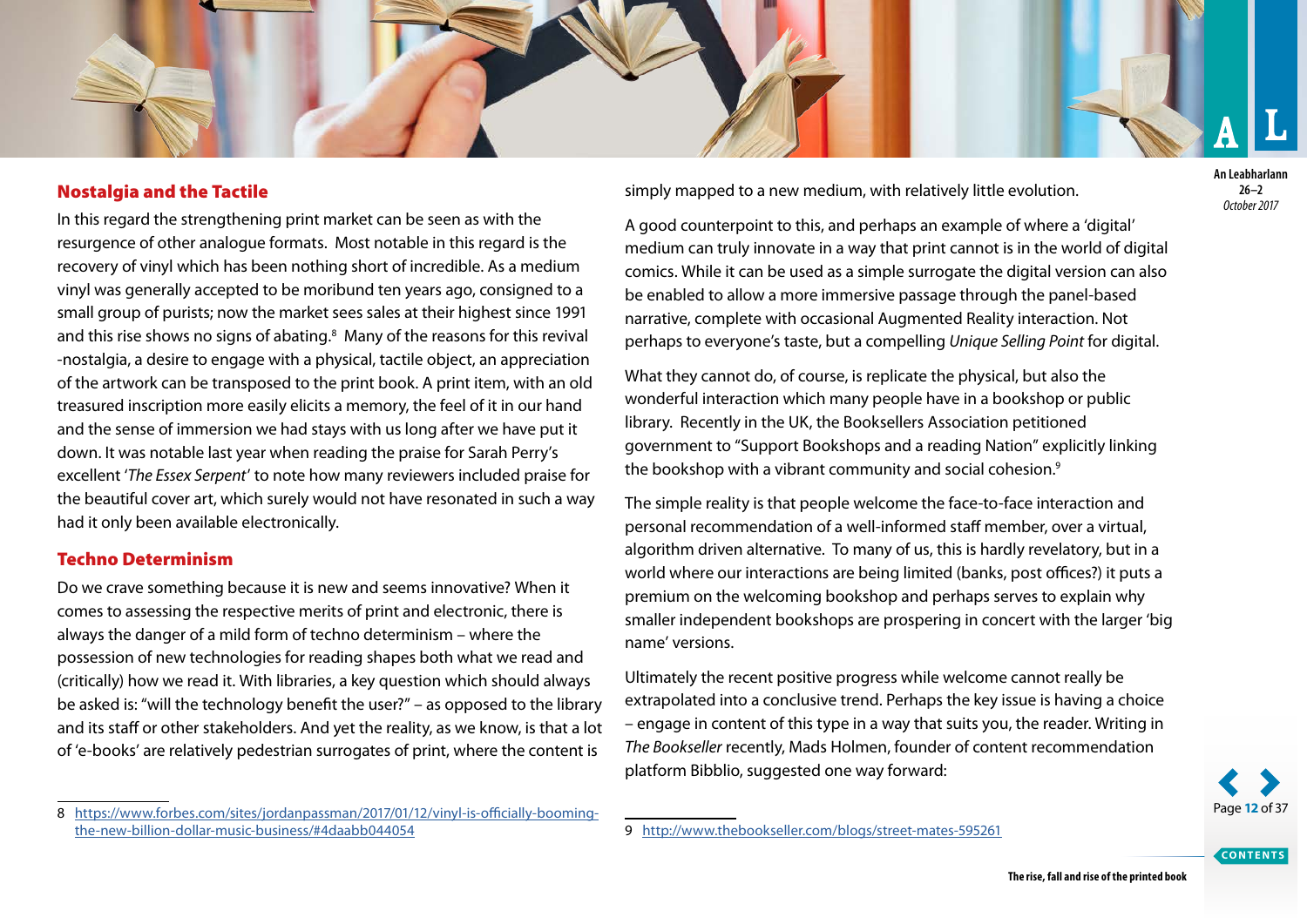## Nostalgia and the Tactile

In this regard the strengthening print market can be seen as with the resurgence of other analogue formats. Most notable in this regard is the recovery of vinyl which has been nothing short of incredible. As a medium vinyl was generally accepted to be moribund ten years ago, consigned to a small group of purists; now the market sees sales at their highest since 1991 and this rise shows no signs of abating.[8] Many of the reasons for this revival -nostalgia, a desire to engage with a physical, tactile object, an appreciation of the artwork can be transposed to the print book. A print item, with an old treasured inscription more easily elicits a memory, the feel of it in our hand and the sense of immersion we had stays with us long after we have put it down. It was notable last year when reading the praise for Sarah Perry's excellent '*The Essex Serpent*' to note how many reviewers included praise for the beautiful cover art, which surely would not have resonated in such a way had it only been available electronically.

## Techno Determinism

Do we crave something because it is new and seems innovative? When it comes to assessing the respective merits of print and electronic, there is always the danger of a mild form of techno determinism – where the possession of new technologies for reading shapes both what we read and (critically) how we read it. With libraries, a key question which should always be asked is: "will the technology benefit the user?" – as opposed to the library and its staff or other stakeholders. And yet the reality, as we know, is that a lot of 'e-books' are relatively pedestrian surrogates of print, where the content is simply mapped to a new medium, with relatively little evolution.

A good counterpoint to this, and perhaps an example of where a 'digital' medium can truly innovate in a way that print cannot is in the world of digital comics. While it can be used as a simple surrogate the digital version can also be enabled to allow a more immersive passage through the panel-based narrative, complete with occasional Augmented Reality interaction. Not perhaps to everyone's taste, but a compelling *Unique Selling Point* for digital.

What they cannot do, of course, is replicate the physical, but also the wonderful interaction which many people have in a bookshop or public library. Recently in the UK, the Booksellers Association petitioned government to "Support Bookshops and a reading Nation" explicitly linking the bookshop with a vibrant community and social cohesion.[9]

The simple reality is that people welcome the face-to-face interaction and personal recommendation of a well-informed staff member, over a virtual, algorithm driven alternative. To many of us, this is hardly revelatory, but in a world where our interactions are being limited (banks, post offices?) it puts a premium on the welcoming bookshop and perhaps serves to explain why smaller independent bookshops are prospering in concert with the larger 'big name' versions.

Ultimately the recent positive progress while welcome cannot really be extrapolated into a conclusive trend. Perhaps the key issue is having a choice – engage in content of this type in a way that suits you, the reader. Writing in *The Bookseller* recently, Mads Holmen, founder of content recommendation platform Bibblio, suggested one way forward:

---

8 https://www.forbes.com/sites/jordanpassman/2017/01/12/vinyl-is-officially-booming-the-new-billion-dollar-music-business/#4daabb044054

9 http://www.thebookseller.com/blogs/street-mates-595261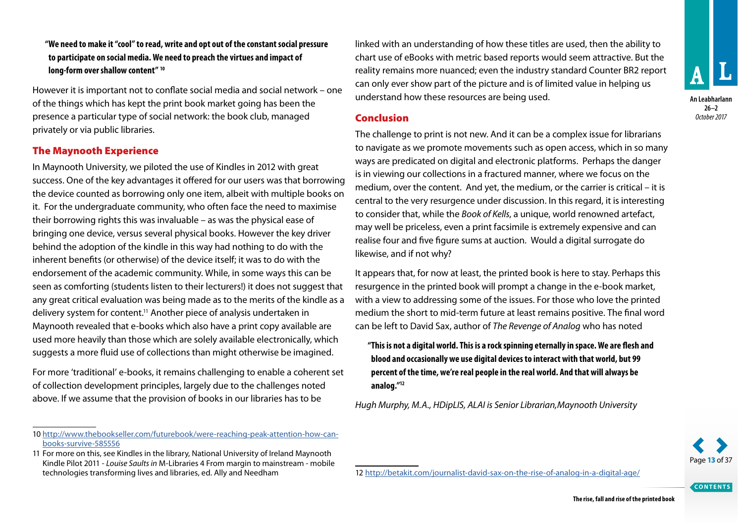> **"We need to make it "cool" to read, write and opt out of the constant social pressure to participate on social media. We need to preach the virtues and impact of long-form over shallow content"** [10]

However it is important not to conflate social media and social network – one of the things which has kept the print book market going has been the presence a particular type of social network: the book club, managed privately or via public libraries.

## The Maynooth Experience

In Maynooth University, we piloted the use of Kindles in 2012 with great success. One of the key advantages it offered for our users was that borrowing the device counted as borrowing only one item, albeit with multiple books on it. For the undergraduate community, who often face the need to maximise their borrowing rights this was invaluable – as was the physical ease of bringing one device, versus several physical books. However the key driver behind the adoption of the kindle in this way had nothing to do with the inherent benefits (or otherwise) of the device itself; it was to do with the endorsement of the academic community. While, in some ways this can be seen as comforting (students listen to their lecturers!) it does not suggest that any great critical evaluation was being made as to the merits of the kindle as a delivery system for content.[11] Another piece of analysis undertaken in Maynooth revealed that e-books which also have a print copy available are used more heavily than those which are solely available electronically, which suggests a more fluid use of collections than might otherwise be imagined.

For more 'traditional' e-books, it remains challenging to enable a coherent set of collection development principles, largely due to the challenges noted above. If we assume that the provision of books in our libraries has to be linked with an understanding of how these titles are used, then the ability to chart use of eBooks with metric based reports would seem attractive. But the reality remains more nuanced; even the industry standard Counter BR2 report can only ever show part of the picture and is of limited value in helping us understand how these resources are being used.

## Conclusion

The challenge to print is not new. And it can be a complex issue for librarians to navigate as we promote movements such as open access, which in so many ways are predicated on digital and electronic platforms. Perhaps the danger is in viewing our collections in a fractured manner, where we focus on the medium, over the content. And yet, the medium, or the carrier is critical – it is central to the very resurgence under discussion. In this regard, it is interesting to consider that, while the *Book of Kells*, a unique, world renowned artefact, may well be priceless, even a print facsimile is extremely expensive and can realise four and five figure sums at auction. Would a digital surrogate do likewise, and if not why?

It appears that, for now at least, the printed book is here to stay. Perhaps this resurgence in the printed book will prompt a change in the e-book market, with a view to addressing some of the issues. For those who love the printed medium the short to mid-term future at least remains positive. The final word can be left to David Sax, author of *The Revenge of Analog* who has noted

> **"This is not a digital world. This is a rock spinning eternally in space. We are flesh and blood and occasionally we use digital devices to interact with that world, but 99 percent of the time, we're real people in the real world. And that will always be analog."**[12]

*Hugh Murphy, M.A., HDipLIS, ALAI is Senior Librarian,Maynooth University*

---

10 http://www.thebookseller.com/futurebook/were-reaching-peak-attention-how-can-books-survive-585556

11 For more on this, see Kindles in the library, National University of Ireland Maynooth Kindle Pilot 2011 - *Louise Saults in* M-Libraries 4 From margin to mainstream - mobile technologies transforming lives and libraries, ed. Ally and Needham

12 http://betakit.com/journalist-david-sax-on-the-rise-of-analog-in-a-digital-age/